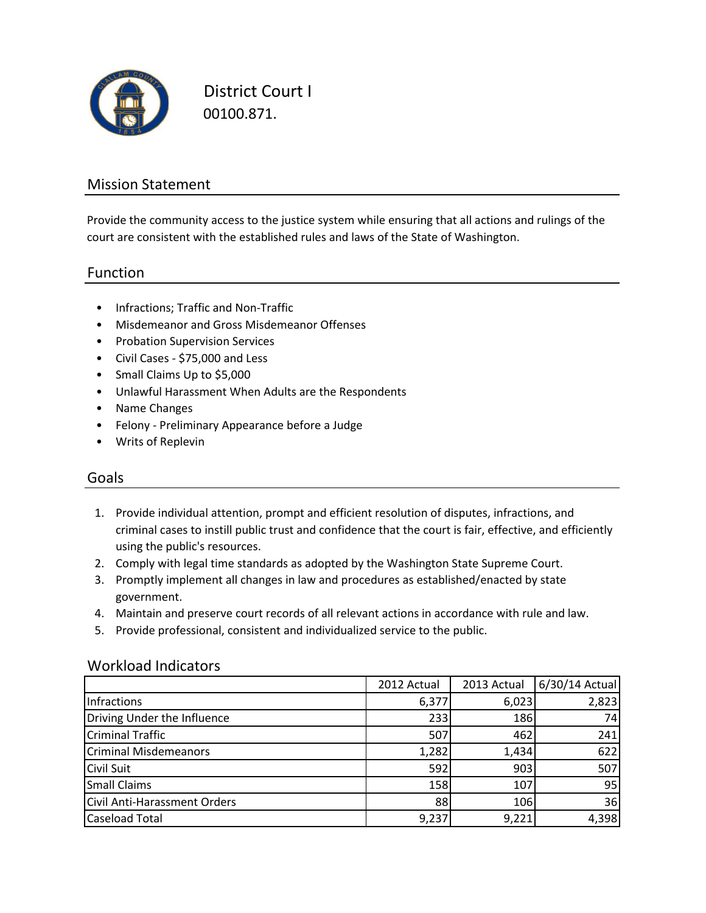# District Court I

00100.871.

## Mission Statement

Provide the community access to the justice system while ensuring that all actions and rulings of the court are consistent with the established rules and laws of the State of Washington.

## Function

- Infractions; Traffic and Non-Traffic
- Misdemeanor and Gross Misdemeanor Offenses
- Probation Supervision Services
- Civil Cases - $75,000 and Less
- Small Claims Up to $5,000
- Unlawful Harassment When Adults are the Respondents
- Name Changes
- Felony - Preliminary Appearance before a Judge
- Writs of Replevin

## Goals

1. Provide individual attention, prompt and efficient resolution of disputes, infractions, and criminal cases to instill public trust and confidence that the court is fair, effective, and efficiently using the public's resources.
2. Comply with legal time standards as adopted by the Washington State Supreme Court.
3. Promptly implement all changes in law and procedures as established/enacted by state government.
4. Maintain and preserve court records of all relevant actions in accordance with rule and law.
5. Provide professional, consistent and individualized service to the public.

## Workload Indicators

| | 2012 Actual | 2013 Actual | 6/30/14 Actual |
|---|---|---|---|
| Infractions | 6,377 | 6,023 | 2,823 |
| Driving Under the Influence | 233 | 186 | 74 |
| Criminal Traffic | 507 | 462 | 241 |
| Criminal Misdemeanors | 1,282 | 1,434 | 622 |
| Civil Suit | 592 | 903 | 507 |
| Small Claims | 158 | 107 | 95 |
| Civil Anti-Harassment Orders | 88 | 106 | 36 |
| Caseload Total | 9,237 | 9,221 | 4,398 |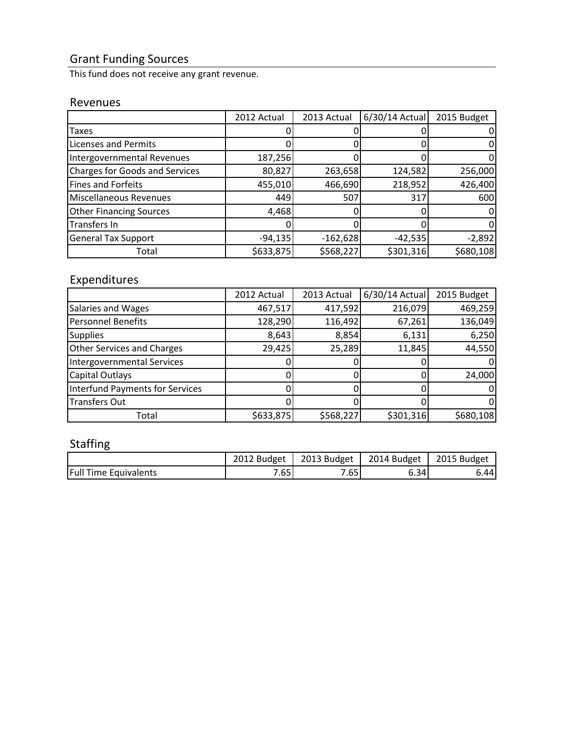## Grant Funding Sources

This fund does not receive any grant revenue.

## Revenues

| | 2012 Actual | 2013 Actual | 6/30/14 Actual | 2015 Budget |
|---|---|---|---|---|
| Taxes | 0 | 0 | 0 | 0 |
| Licenses and Permits | 0 | 0 | 0 | 0 |
| Intergovernmental Revenues | 187,256 | 0 | 0 | 0 |
| Charges for Goods and Services | 80,827 | 263,658 | 124,582 | 256,000 |
| Fines and Forfeits | 455,010 | 466,690 | 218,952 | 426,400 |
| Miscellaneous Revenues | 449 | 507 | 317 | 600 |
| Other Financing Sources | 4,468 | 0 | 0 | 0 |
| Transfers In | 0 | 0 | 0 | 0 |
| General Tax Support | -94,135 | -162,628 | -42,535 | -2,892 |
| Total | $633,875 | $568,227 | $301,316 | $680,108 |

## Expenditures

| | 2012 Actual | 2013 Actual | 6/30/14 Actual | 2015 Budget |
|---|---|---|---|---|
| Salaries and Wages | 467,517 | 417,592 | 216,079 | 469,259 |
| Personnel Benefits | 128,290 | 116,492 | 67,261 | 136,049 |
| Supplies | 8,643 | 8,854 | 6,131 | 6,250 |
| Other Services and Charges | 29,425 | 25,289 | 11,845 | 44,550 |
| Intergovernmental Services | 0 | 0 | 0 | 0 |
| Capital Outlays | 0 | 0 | 0 | 24,000 |
| Interfund Payments for Services | 0 | 0 | 0 | 0 |
| Transfers Out | 0 | 0 | 0 | 0 |
| Total | $633,875 | $568,227 | $301,316 | $680,108 |

## Staffing

| | 2012 Budget | 2013 Budget | 2014 Budget | 2015 Budget |
|---|---|---|---|---|
| Full Time Equivalents | 7.65 | 7.65 | 6.34 | 6.44 |